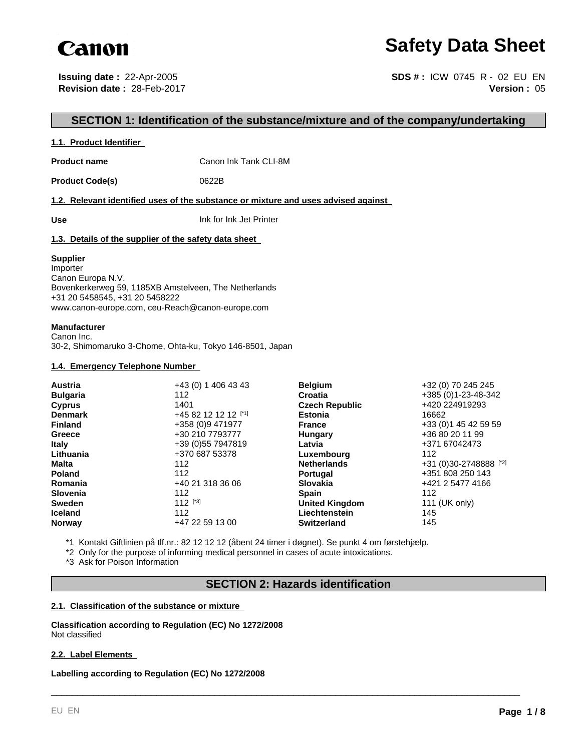Canon

# Safety Data Sheet

**Issuing date :** 22-Apr-2005
**Revision date :** 28-Feb-2017

**SDS # :** ICW 0745 R - 02 EU EN
**Version :** 05

## SECTION 1: Identification of the substance/mixture and of the company/undertaking

### 1.1. Product Identifier

**Product name** Canon Ink Tank CLI-8M

**Product Code(s)** 0622B

### 1.2. Relevant identified uses of the substance or mixture and uses advised against

**Use** Ink for Ink Jet Printer

### 1.3. Details of the supplier of the safety data sheet

**Supplier**
Importer
Canon Europa N.V.
Bovenkerkerweg 59, 1185XB Amstelveen, The Netherlands
+31 20 5458545, +31 20 5458222
www.canon-europe.com, ceu-Reach@canon-europe.com

**Manufacturer**
Canon Inc.
30-2, Shimomaruko 3-Chome, Ohta-ku, Tokyo 146-8501, Japan

### 1.4. Emergency Telephone Number

| | | | |
|---|---|---|---|
| **Austria** | +43 (0) 1 406 43 43 | **Belgium** | +32 (0) 70 245 245 |
| **Bulgaria** | 112 | **Croatia** | +385 (0)1-23-48-342 |
| **Cyprus** | 1401 | **Czech Republic** | +420 224919293 |
| **Denmark** | +45 82 12 12 12 [*1] | **Estonia** | 16662 |
| **Finland** | +358 (0)9 471977 | **France** | +33 (0)1 45 42 59 59 |
| **Greece** | +30 210 7793777 | **Hungary** | +36 80 20 11 99 |
| **Italy** | +39 (0)55 7947819 | **Latvia** | +371 67042473 |
| **Lithuania** | +370 687 53378 | **Luxembourg** | 112 |
| **Malta** | 112 | **Netherlands** | +31 (0)30-2748888 [*2] |
| **Poland** | 112 | **Portugal** | +351 808 250 143 |
| **Romania** | +40 21 318 36 06 | **Slovakia** | +421 2 5477 4166 |
| **Slovenia** | 112 | **Spain** | 112 |
| **Sweden** | 112 [*3] | **United Kingdom** | 111 (UK only) |
| **Iceland** | 112 | **Liechtenstein** | 145 |
| **Norway** | +47 22 59 13 00 | **Switzerland** | 145 |

*1 Kontakt Giftlinien på tlf.nr.: 82 12 12 12 (åbent 24 timer i døgnet). Se punkt 4 om førstehjælp.
*2 Only for the purpose of informing medical personnel in cases of acute intoxications.
*3 Ask for Poison Information

## SECTION 2: Hazards identification

### 2.1. Classification of the substance or mixture

**Classification according to Regulation (EC) No 1272/2008**
Not classified

### 2.2. Label Elements

**Labelling according to Regulation (EC) No 1272/2008**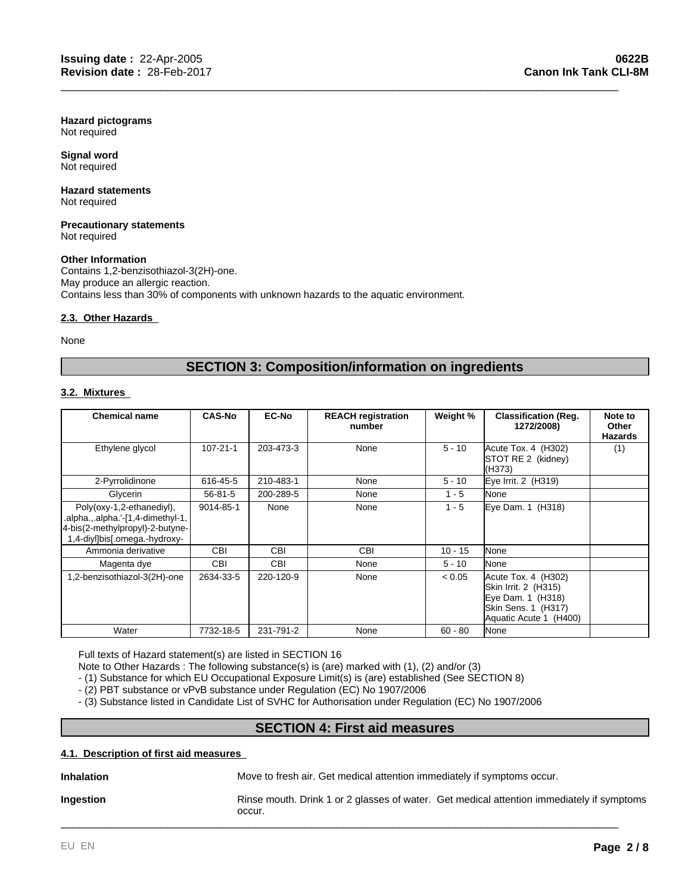**Hazard pictograms**
Not required

**Signal word**
Not required

**Hazard statements**
Not required

**Precautionary statements**
Not required

**Other Information**
Contains 1,2-benzisothiazol-3(2H)-one.
May produce an allergic reaction.
Contains less than 30% of components with unknown hazards to the aquatic environment.

### 2.3. Other Hazards

None

## SECTION 3: Composition/information on ingredients

### 3.2. Mixtures

| Chemical name | CAS-No | EC-No | REACH registration number | Weight % | Classification (Reg. 1272/2008) | Note to Other Hazards |
|---|---|---|---|---|---|---|
| Ethylene glycol | 107-21-1 | 203-473-3 | None | 5 - 10 | Acute Tox. 4 (H302)<br>STOT RE 2 (kidney) (H373) | (1) |
| 2-Pyrrolidinone | 616-45-5 | 210-483-1 | None | 5 - 10 | Eye Irrit. 2 (H319) | |
| Glycerin | 56-81-5 | 200-289-5 | None | 1 - 5 | None | |
| Poly(oxy-1,2-ethanediyl), .alpha.,.alpha.'-[1,4-dimethyl-1,4-bis(2-methylpropyl)-2-butyne-1,4-diyl]bis[.omega.-hydroxy- | 9014-85-1 | None | None | 1 - 5 | Eye Dam. 1 (H318) | |
| Ammonia derivative | CBI | CBI | CBI | 10 - 15 | None | |
| Magenta dye | CBI | CBI | None | 5 - 10 | None | |
| 1,2-benzisothiazol-3(2H)-one | 2634-33-5 | 220-120-9 | None | < 0.05 | Acute Tox. 4 (H302)<br>Skin Irrit. 2 (H315)<br>Eye Dam. 1 (H318)<br>Skin Sens. 1 (H317)<br>Aquatic Acute 1 (H400) | |
| Water | 7732-18-5 | 231-791-2 | None | 60 - 80 | None | |

Full texts of Hazard statement(s) are listed in SECTION 16
Note to Other Hazards : The following substance(s) is (are) marked with (1), (2) and/or (3)
- (1) Substance for which EU Occupational Exposure Limit(s) is (are) established (See SECTION 8)
- (2) PBT substance or vPvB substance under Regulation (EC) No 1907/2006
- (3) Substance listed in Candidate List of SVHC for Authorisation under Regulation (EC) No 1907/2006

## SECTION 4: First aid measures

### 4.1. Description of first aid measures

**Inhalation** Move to fresh air. Get medical attention immediately if symptoms occur.

**Ingestion** Rinse mouth. Drink 1 or 2 glasses of water. Get medical attention immediately if symptoms occur.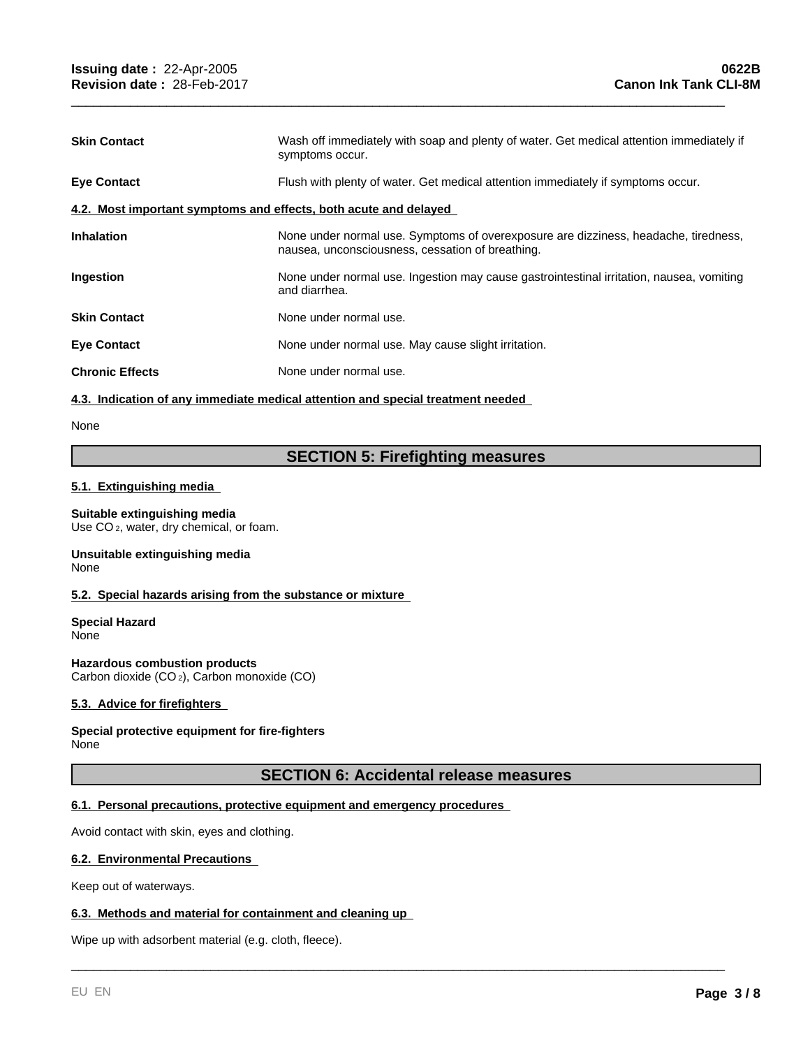| | |
|---|---|
| **Skin Contact** | Wash off immediately with soap and plenty of water. Get medical attention immediately if symptoms occur. |
| **Eye Contact** | Flush with plenty of water. Get medical attention immediately if symptoms occur. |

**4.2. Most important symptoms and effects, both acute and delayed**

| | |
|---|---|
| **Inhalation** | None under normal use. Symptoms of overexposure are dizziness, headache, tiredness, nausea, unconsciousness, cessation of breathing. |
| **Ingestion** | None under normal use. Ingestion may cause gastrointestinal irritation, nausea, vomiting and diarrhea. |
| **Skin Contact** | None under normal use. |
| **Eye Contact** | None under normal use. May cause slight irritation. |
| **Chronic Effects** | None under normal use. |

**4.3. Indication of any immediate medical attention and special treatment needed**

None

## SECTION 5: Firefighting measures

**5.1. Extinguishing media**

**Suitable extinguishing media**
Use $CO_2$, water, dry chemical, or foam.

**Unsuitable extinguishing media**
None

**5.2. Special hazards arising from the substance or mixture**

**Special Hazard**
None

**Hazardous combustion products**
Carbon dioxide ($CO_2$), Carbon monoxide (CO)

**5.3. Advice for firefighters**

**Special protective equipment for fire-fighters**
None

## SECTION 6: Accidental release measures

**6.1. Personal precautions, protective equipment and emergency procedures**

Avoid contact with skin, eyes and clothing.

**6.2. Environmental Precautions**

Keep out of waterways.

**6.3. Methods and material for containment and cleaning up**

Wipe up with adsorbent material (e.g. cloth, fleece).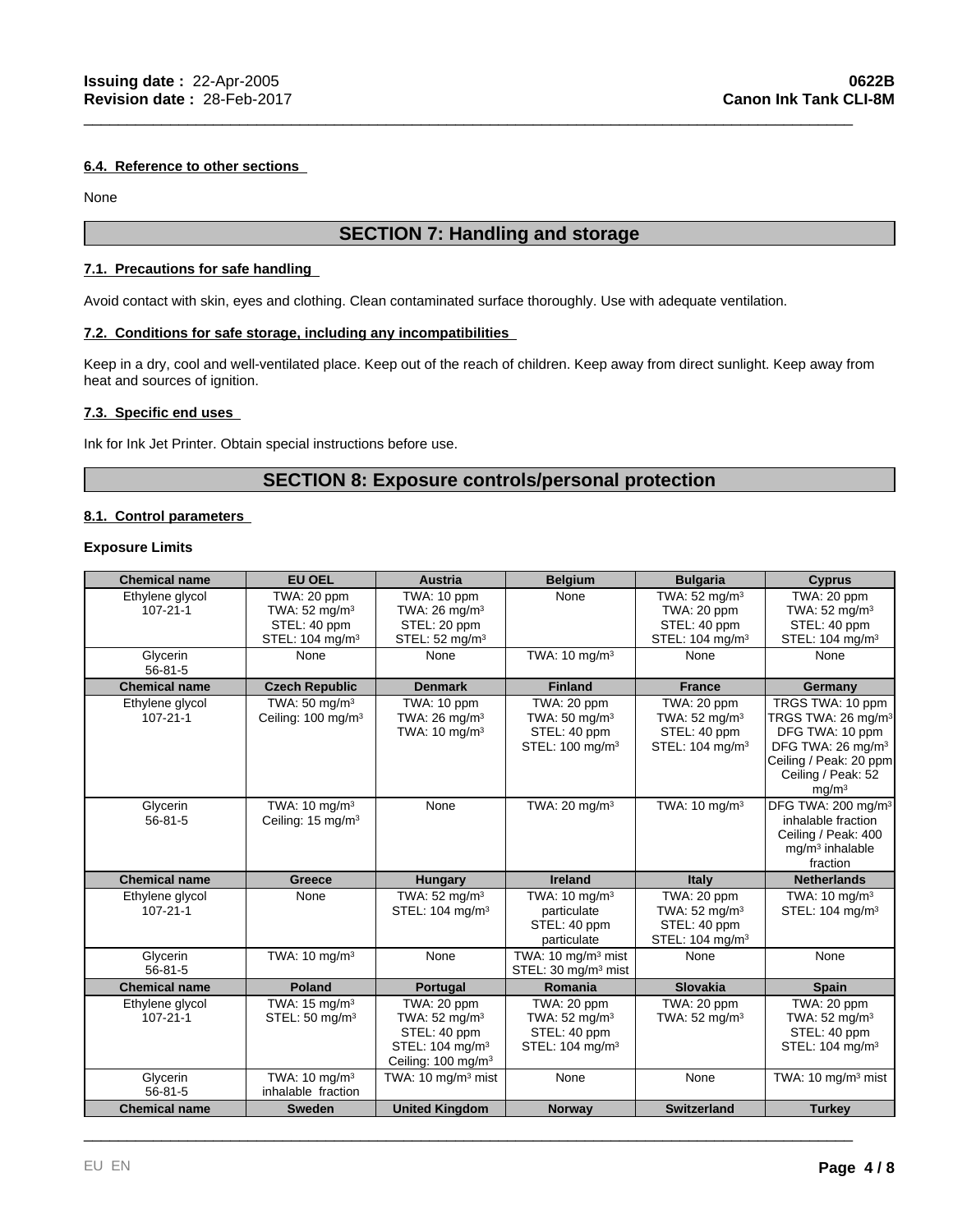#### 6.4. Reference to other sections

None

## SECTION 7: Handling and storage

#### 7.1. Precautions for safe handling

Avoid contact with skin, eyes and clothing. Clean contaminated surface thoroughly. Use with adequate ventilation.

#### 7.2. Conditions for safe storage, including any incompatibilities

Keep in a dry, cool and well-ventilated place. Keep out of the reach of children. Keep away from direct sunlight. Keep away from heat and sources of ignition.

#### 7.3. Specific end uses

Ink for Ink Jet Printer. Obtain special instructions before use.

## SECTION 8: Exposure controls/personal protection

#### 8.1. Control parameters

**Exposure Limits**

| Chemical name | EU OEL | Austria | Belgium | Bulgaria | Cyprus |
|---|---|---|---|---|---|
| Ethylene glycol 107-21-1 | TWA: 20 ppm<br>TWA: 52 mg/m³<br>STEL: 40 ppm<br>STEL: 104 mg/m³ | TWA: 10 ppm<br>TWA: 26 mg/m³<br>STEL: 20 ppm<br>STEL: 52 mg/m³ | None | TWA: 52 mg/m³<br>TWA: 20 ppm<br>STEL: 40 ppm<br>STEL: 104 mg/m³ | TWA: 20 ppm<br>TWA: 52 mg/m³<br>STEL: 40 ppm<br>STEL: 104 mg/m³ |
| Glycerin 56-81-5 | None | None | TWA: 10 mg/m³ | None | None |
| **Chemical name** | **Czech Republic** | **Denmark** | **Finland** | **France** | **Germany** |
| Ethylene glycol 107-21-1 | TWA: 50 mg/m³<br>Ceiling: 100 mg/m³ | TWA: 10 ppm<br>TWA: 26 mg/m³<br>TWA: 10 mg/m³ | TWA: 20 ppm<br>TWA: 50 mg/m³<br>STEL: 40 ppm<br>STEL: 100 mg/m³ | TWA: 20 ppm<br>TWA: 52 mg/m³<br>STEL: 40 ppm<br>STEL: 104 mg/m³ | TRGS TWA: 10 ppm<br>TRGS TWA: 26 mg/m³<br>DFG TWA: 10 ppm<br>DFG TWA: 26 mg/m³<br>Ceiling / Peak: 20 ppm<br>Ceiling / Peak: 52 mg/m³ |
| Glycerin 56-81-5 | TWA: 10 mg/m³<br>Ceiling: 15 mg/m³ | None | TWA: 20 mg/m³ | TWA: 10 mg/m³ | DFG TWA: 200 mg/m³ inhalable fraction<br>Ceiling / Peak: 400 mg/m³ inhalable fraction |
| **Chemical name** | **Greece** | **Hungary** | **Ireland** | **Italy** | **Netherlands** |
| Ethylene glycol 107-21-1 | None | TWA: 52 mg/m³<br>STEL: 104 mg/m³ | TWA: 10 mg/m³ particulate<br>STEL: 40 ppm particulate | TWA: 20 ppm<br>TWA: 52 mg/m³<br>STEL: 40 ppm<br>STEL: 104 mg/m³ | TWA: 10 mg/m³<br>STEL: 104 mg/m³ |
| Glycerin 56-81-5 | TWA: 10 mg/m³ | None | TWA: 10 mg/m³ mist<br>STEL: 30 mg/m³ mist | None | None |
| **Chemical name** | **Poland** | **Portugal** | **Romania** | **Slovakia** | **Spain** |
| Ethylene glycol 107-21-1 | TWA: 15 mg/m³<br>STEL: 50 mg/m³ | TWA: 20 ppm<br>TWA: 52 mg/m³<br>STEL: 40 ppm<br>STEL: 104 mg/m³<br>Ceiling: 100 mg/m³ | TWA: 20 ppm<br>TWA: 52 mg/m³<br>STEL: 40 ppm<br>STEL: 104 mg/m³ | TWA: 20 ppm<br>TWA: 52 mg/m³ | TWA: 20 ppm<br>TWA: 52 mg/m³<br>STEL: 40 ppm<br>STEL: 104 mg/m³ |
| Glycerin 56-81-5 | TWA: 10 mg/m³ inhalable fraction | TWA: 10 mg/m³ mist | None | None | TWA: 10 mg/m³ mist |
| **Chemical name** | **Sweden** | **United Kingdom** | **Norway** | **Switzerland** | **Turkey** |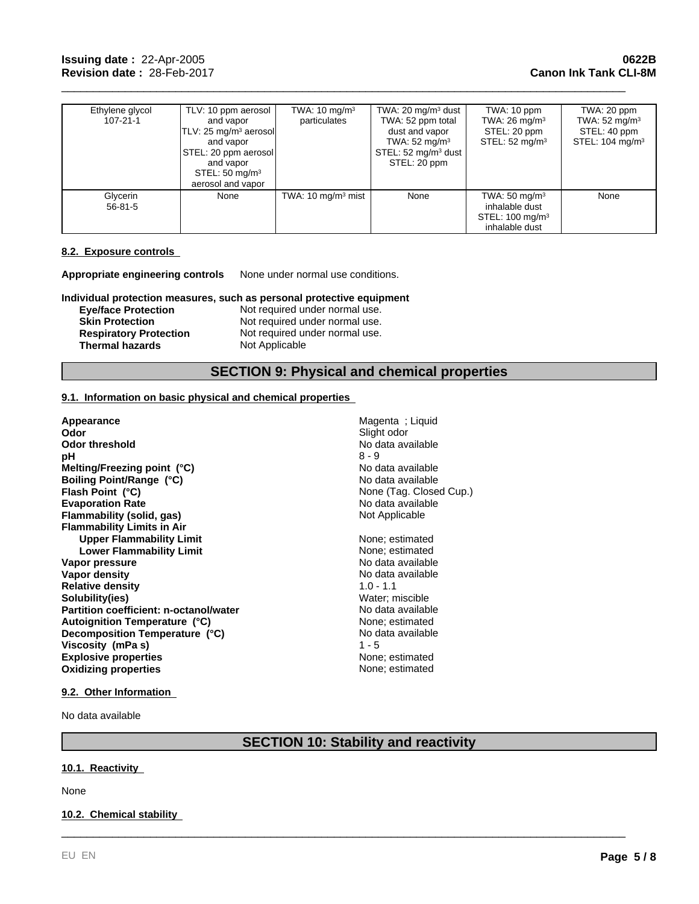| Ethylene glycol 107-21-1 | TLV: 10 ppm aerosol and vapor TLV: 25 mg/m³ aerosol and vapor STEL: 20 ppm aerosol and vapor STEL: 50 mg/m³ aerosol and vapor | TWA: 10 mg/m³ particulates | TWA: 20 mg/m³ dust TWA: 52 ppm total dust and vapor TWA: 52 mg/m³ STEL: 52 mg/m³ dust STEL: 20 ppm | TWA: 10 ppm TWA: 26 mg/m³ STEL: 20 ppm STEL: 52 mg/m³ | TWA: 20 ppm TWA: 52 mg/m³ STEL: 40 ppm STEL: 104 mg/m³ |
|---|---|---|---|---|---|
| Glycerin 56-81-5 | None | TWA: 10 mg/m³ mist | None | TWA: 50 mg/m³ inhalable dust STEL: 100 mg/m³ inhalable dust | None |

### 8.2. Exposure controls

**Appropriate engineering controls** None under normal use conditions.

**Individual protection measures, such as personal protective equipment**

| | |
|---|---|
| **Eye/face Protection** | Not required under normal use. |
| **Skin Protection** | Not required under normal use. |
| **Respiratory Protection** | Not required under normal use. |
| **Thermal hazards** | Not Applicable |

## SECTION 9: Physical and chemical properties

### 9.1. Information on basic physical and chemical properties

| | |
|---|---|
| **Appearance** | Magenta ; Liquid |
| **Odor** | Slight odor |
| **Odor threshold** | No data available |
| **pH** | 8 - 9 |
| **Melting/Freezing point (°C)** | No data available |
| **Boiling Point/Range (°C)** | No data available |
| **Flash Point (°C)** | None (Tag. Closed Cup.) |
| **Evaporation Rate** | No data available |
| **Flammability (solid, gas)** | Not Applicable |
| **Flammability Limits in Air** | |
| **Upper Flammability Limit** | None; estimated |
| **Lower Flammability Limit** | None; estimated |
| **Vapor pressure** | No data available |
| **Vapor density** | No data available |
| **Relative density** | 1.0 - 1.1 |
| **Solubility(ies)** | Water; miscible |
| **Partition coefficient: n-octanol/water** | No data available |
| **Autoignition Temperature (°C)** | None; estimated |
| **Decomposition Temperature (°C)** | No data available |
| **Viscosity (mPa s)** | 1 - 5 |
| **Explosive properties** | None; estimated |
| **Oxidizing properties** | None; estimated |

### 9.2. Other Information

No data available

## SECTION 10: Stability and reactivity

### 10.1. Reactivity

None

### 10.2. Chemical stability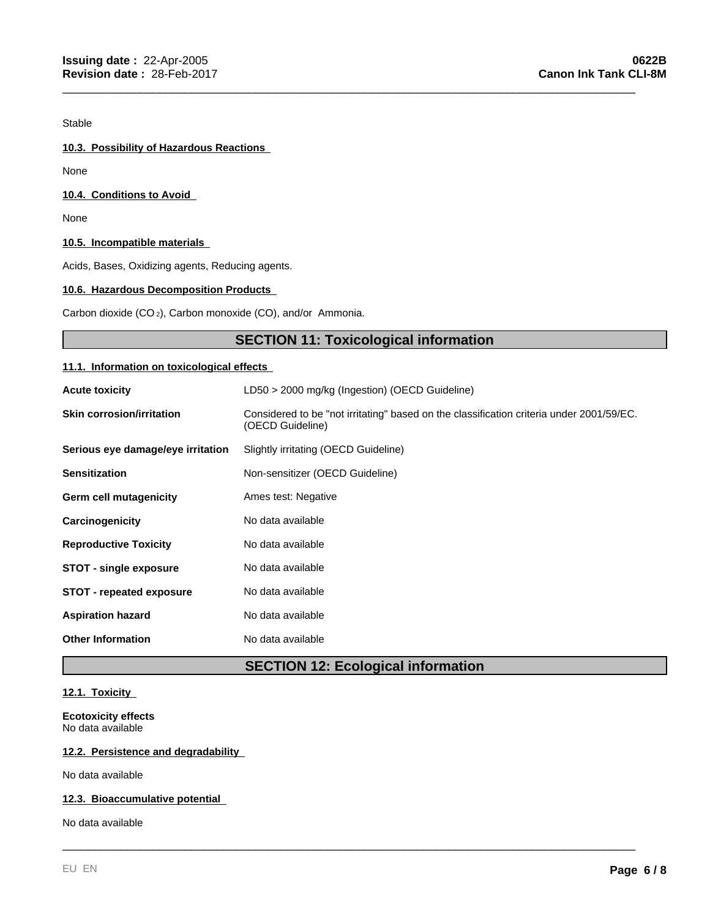Stable

**10.3. Possibility of Hazardous Reactions**

None

**10.4. Conditions to Avoid**

None

**10.5. Incompatible materials**

Acids, Bases, Oxidizing agents, Reducing agents.

**10.6. Hazardous Decomposition Products**

Carbon dioxide ($CO_2$), Carbon monoxide (CO), and/or Ammonia.

## SECTION 11: Toxicological information

**11.1. Information on toxicological effects**

| | |
|---|---|
| **Acute toxicity** | LD50 > 2000 mg/kg (Ingestion) (OECD Guideline) |
| **Skin corrosion/irritation** | Considered to be "not irritating" based on the classification criteria under 2001/59/EC. (OECD Guideline) |
| **Serious eye damage/eye irritation** | Slightly irritating (OECD Guideline) |
| **Sensitization** | Non-sensitizer (OECD Guideline) |
| **Germ cell mutagenicity** | Ames test: Negative |
| **Carcinogenicity** | No data available |
| **Reproductive Toxicity** | No data available |
| **STOT - single exposure** | No data available |
| **STOT - repeated exposure** | No data available |
| **Aspiration hazard** | No data available |
| **Other Information** | No data available |

## SECTION 12: Ecological information

**12.1. Toxicity**

**Ecotoxicity effects**
No data available

**12.2. Persistence and degradability**

No data available

**12.3. Bioaccumulative potential**

No data available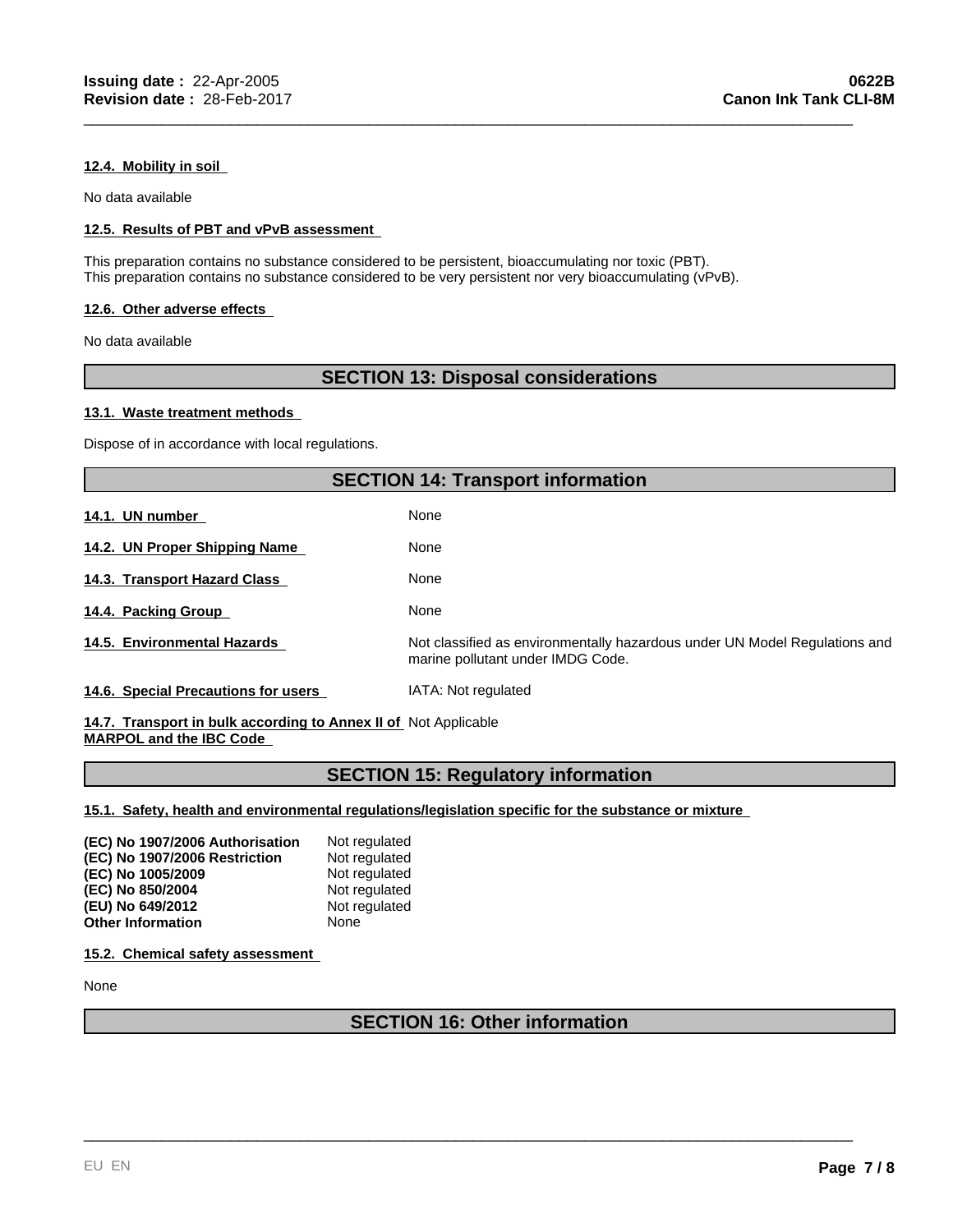#### 12.4. Mobility in soil

No data available

#### 12.5. Results of PBT and vPvB assessment

This preparation contains no substance considered to be persistent, bioaccumulating nor toxic (PBT).
This preparation contains no substance considered to be very persistent nor very bioaccumulating (vPvB).

#### 12.6. Other adverse effects

No data available

## SECTION 13: Disposal considerations

#### 13.1. Waste treatment methods

Dispose of in accordance with local regulations.

## SECTION 14: Transport information

**14.1. UN number** None

**14.2. UN Proper Shipping Name** None

**14.3. Transport Hazard Class** None

**14.4. Packing Group** None

**14.5. Environmental Hazards** Not classified as environmentally hazardous under UN Model Regulations and marine pollutant under IMDG Code.

**14.6. Special Precautions for users** IATA: Not regulated

**14.7. Transport in bulk according to Annex II of MARPOL and the IBC Code** Not Applicable

## SECTION 15: Regulatory information

#### 15.1. Safety, health and environmental regulations/legislation specific for the substance or mixture

| | |
|---|---|
| **(EC) No 1907/2006 Authorisation** | Not regulated |
| **(EC) No 1907/2006 Restriction** | Not regulated |
| **(EC) No 1005/2009** | Not regulated |
| **(EC) No 850/2004** | Not regulated |
| **(EU) No 649/2012** | Not regulated |
| **Other Information** | None |

#### 15.2. Chemical safety assessment

None

## SECTION 16: Other information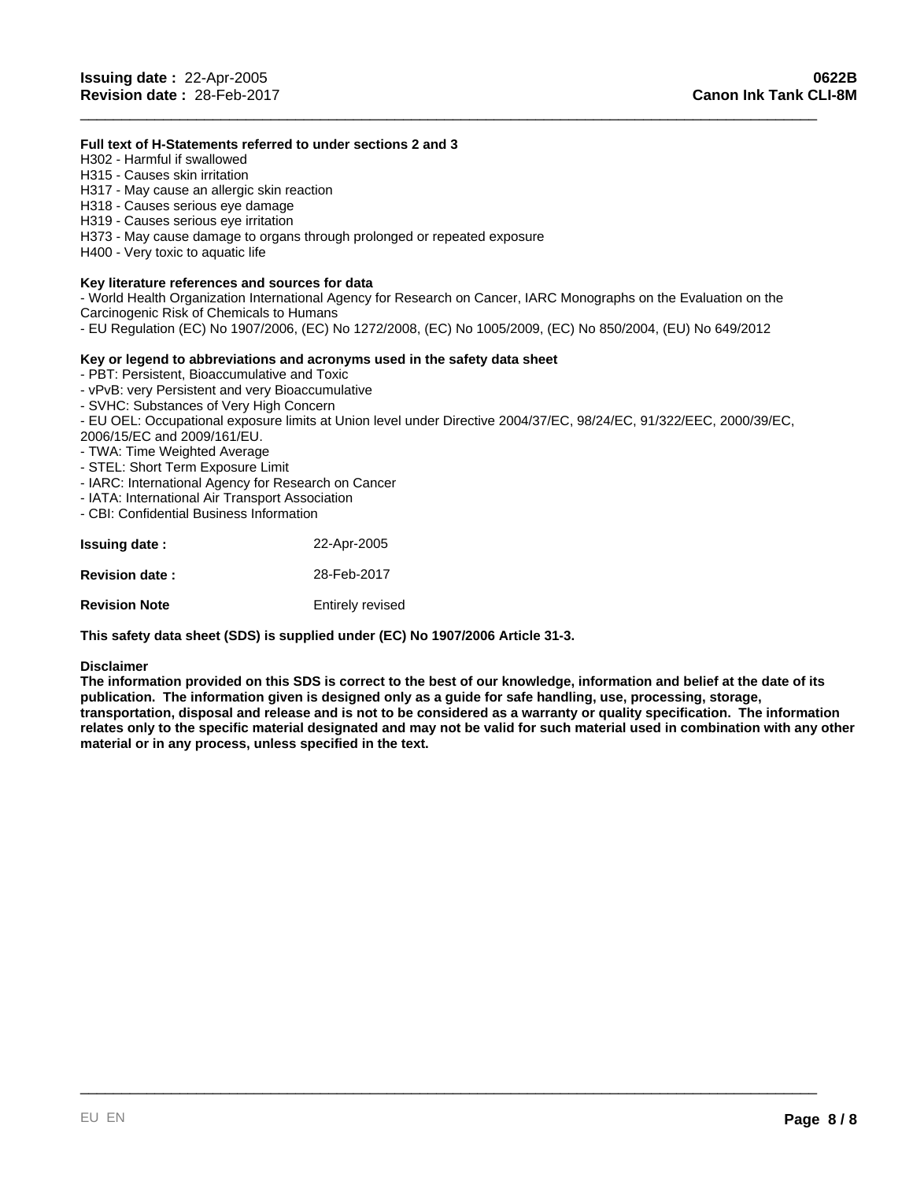**Full text of H-Statements referred to under sections 2 and 3**

H302 - Harmful if swallowed
H315 - Causes skin irritation
H317 - May cause an allergic skin reaction
H318 - Causes serious eye damage
H319 - Causes serious eye irritation
H373 - May cause damage to organs through prolonged or repeated exposure
H400 - Very toxic to aquatic life

**Key literature references and sources for data**

- World Health Organization International Agency for Research on Cancer, IARC Monographs on the Evaluation on the Carcinogenic Risk of Chemicals to Humans
- EU Regulation (EC) No 1907/2006, (EC) No 1272/2008, (EC) No 1005/2009, (EC) No 850/2004, (EU) No 649/2012

**Key or legend to abbreviations and acronyms used in the safety data sheet**

- PBT: Persistent, Bioaccumulative and Toxic
- vPvB: very Persistent and very Bioaccumulative
- SVHC: Substances of Very High Concern
- EU OEL: Occupational exposure limits at Union level under Directive 2004/37/EC, 98/24/EC, 91/322/EEC, 2000/39/EC, 2006/15/EC and 2009/161/EU.
- TWA: Time Weighted Average
- STEL: Short Term Exposure Limit
- IARC: International Agency for Research on Cancer
- IATA: International Air Transport Association
- CBI: Confidential Business Information

| | |
|---|---|
| **Issuing date :** | 22-Apr-2005 |
| **Revision date :** | 28-Feb-2017 |
| **Revision Note** | Entirely revised |

**This safety data sheet (SDS) is supplied under (EC) No 1907/2006 Article 31-3.**

**Disclaimer**

**The information provided on this SDS is correct to the best of our knowledge, information and belief at the date of its publication. The information given is designed only as a guide for safe handling, use, processing, storage, transportation, disposal and release and is not to be considered as a warranty or quality specification. The information relates only to the specific material designated and may not be valid for such material used in combination with any other material or in any process, unless specified in the text.**